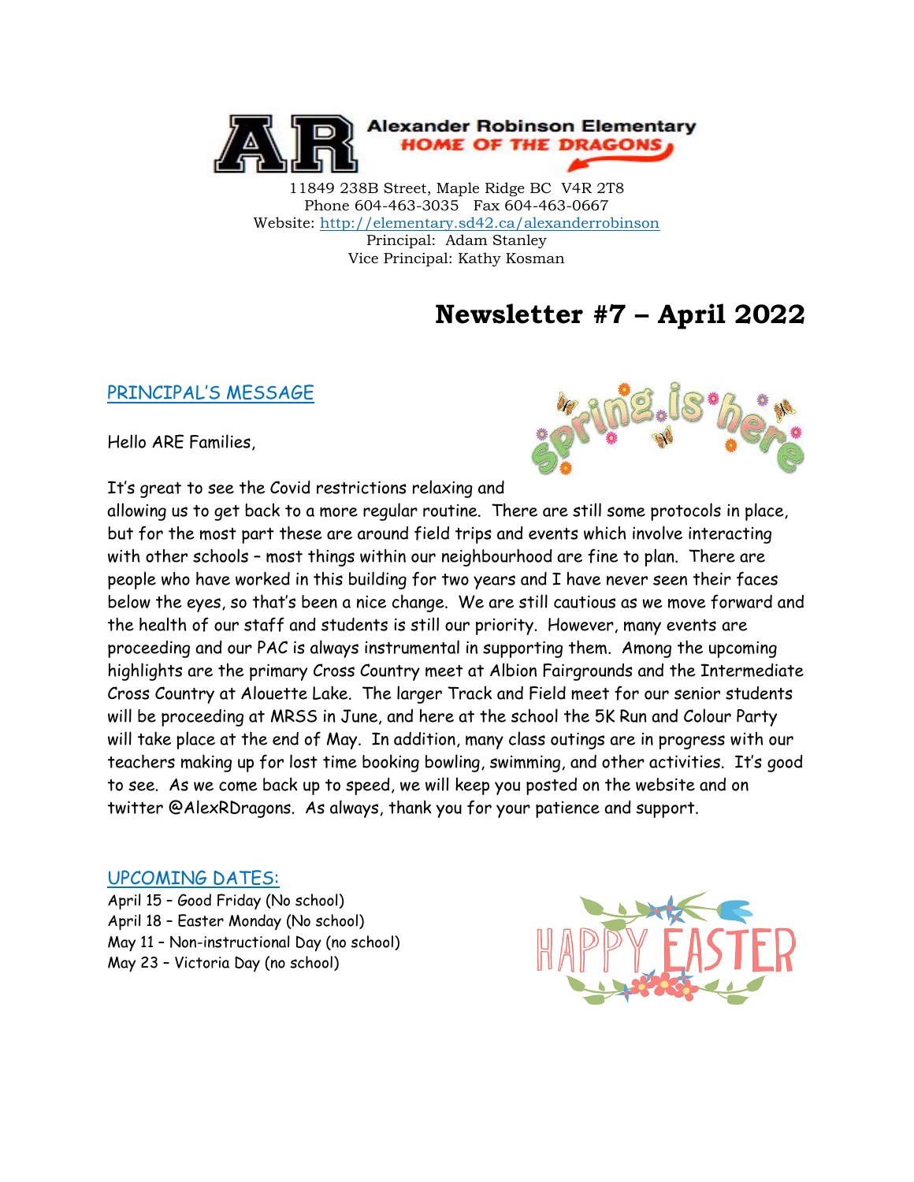# Alexander Robinson Elementary

HOME OF THE DRAGONS

11849 238B Street, Maple Ridge BC V4R 2T8
Phone 604-463-3035 Fax 604-463-0667
Website: http://elementary.sd42.ca/alexanderrobinson
Principal: Adam Stanley
Vice Principal: Kathy Kosman

# Newsletter #7 – April 2022

## PRINCIPAL'S MESSAGE

Hello ARE Families,

It's great to see the Covid restrictions relaxing and allowing us to get back to a more regular routine. There are still some protocols in place, but for the most part these are around field trips and events which involve interacting with other schools – most things within our neighbourhood are fine to plan. There are people who have worked in this building for two years and I have never seen their faces below the eyes, so that's been a nice change. We are still cautious as we move forward and the health of our staff and students is still our priority. However, many events are proceeding and our PAC is always instrumental in supporting them. Among the upcoming highlights are the primary Cross Country meet at Albion Fairgrounds and the Intermediate Cross Country at Alouette Lake. The larger Track and Field meet for our senior students will be proceeding at MRSS in June, and here at the school the 5K Run and Colour Party will take place at the end of May. In addition, many class outings are in progress with our teachers making up for lost time booking bowling, swimming, and other activities. It's good to see. As we come back up to speed, we will keep you posted on the website and on twitter @AlexRDragons. As always, thank you for your patience and support.

## UPCOMING DATES:

April 15 – Good Friday (No school)
April 18 – Easter Monday (No school)
May 11 – Non-instructional Day (no school)
May 23 – Victoria Day (no school)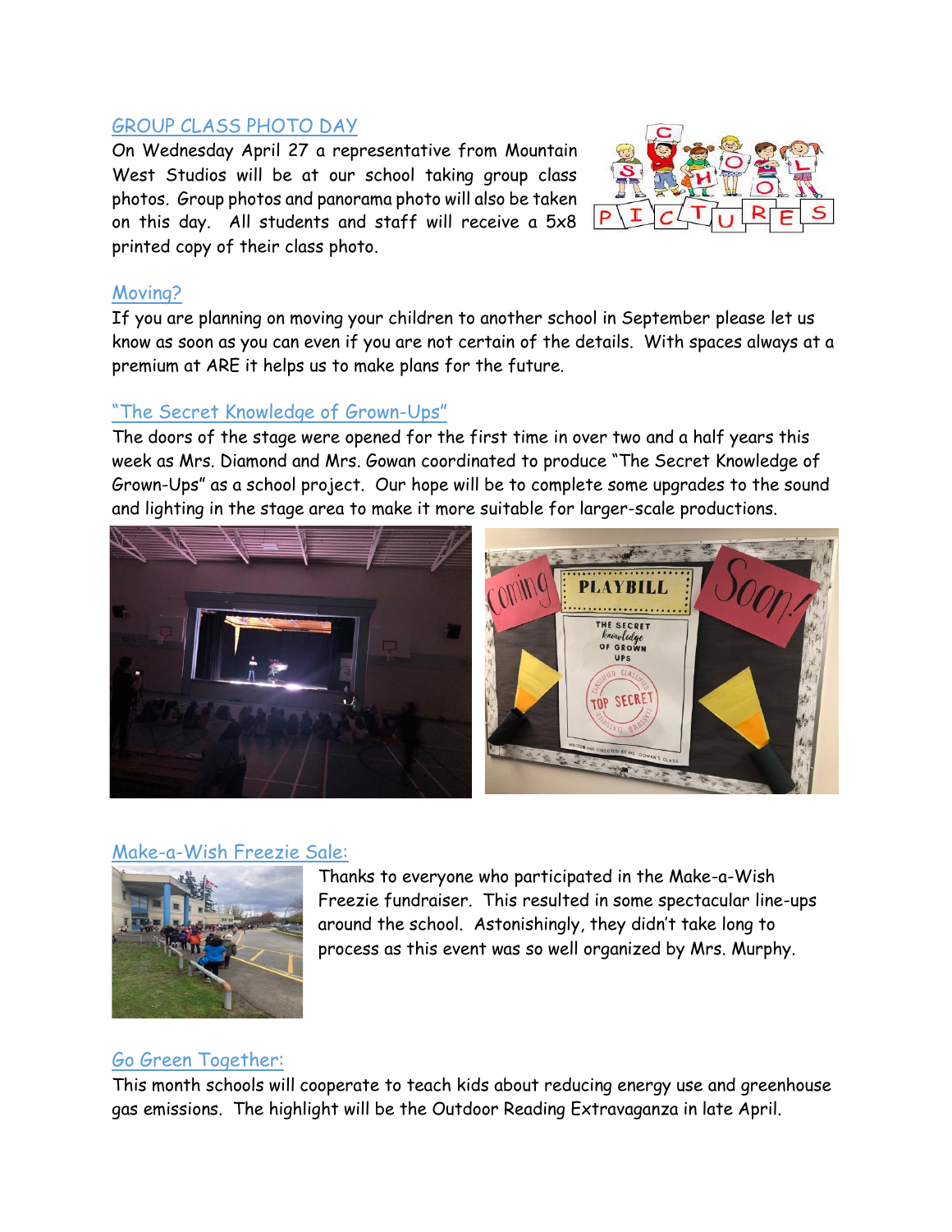## GROUP CLASS PHOTO DAY

On Wednesday April 27 a representative from Mountain West Studios will be at our school taking group class photos. Group photos and panorama photo will also be taken on this day. All students and staff will receive a 5x8 printed copy of their class photo.

## Moving?

If you are planning on moving your children to another school in September please let us know as soon as you can even if you are not certain of the details. With spaces always at a premium at ARE it helps us to make plans for the future.

## "The Secret Knowledge of Grown-Ups"

The doors of the stage were opened for the first time in over two and a half years this week as Mrs. Diamond and Mrs. Gowan coordinated to produce "The Secret Knowledge of Grown-Ups" as a school project. Our hope will be to complete some upgrades to the sound and lighting in the stage area to make it more suitable for larger-scale productions.

## Make-a-Wish Freezie Sale:

Thanks to everyone who participated in the Make-a-Wish Freezie fundraiser. This resulted in some spectacular line-ups around the school. Astonishingly, they didn't take long to process as this event was so well organized by Mrs. Murphy.

## Go Green Together:

This month schools will cooperate to teach kids about reducing energy use and greenhouse gas emissions. The highlight will be the Outdoor Reading Extravaganza in late April.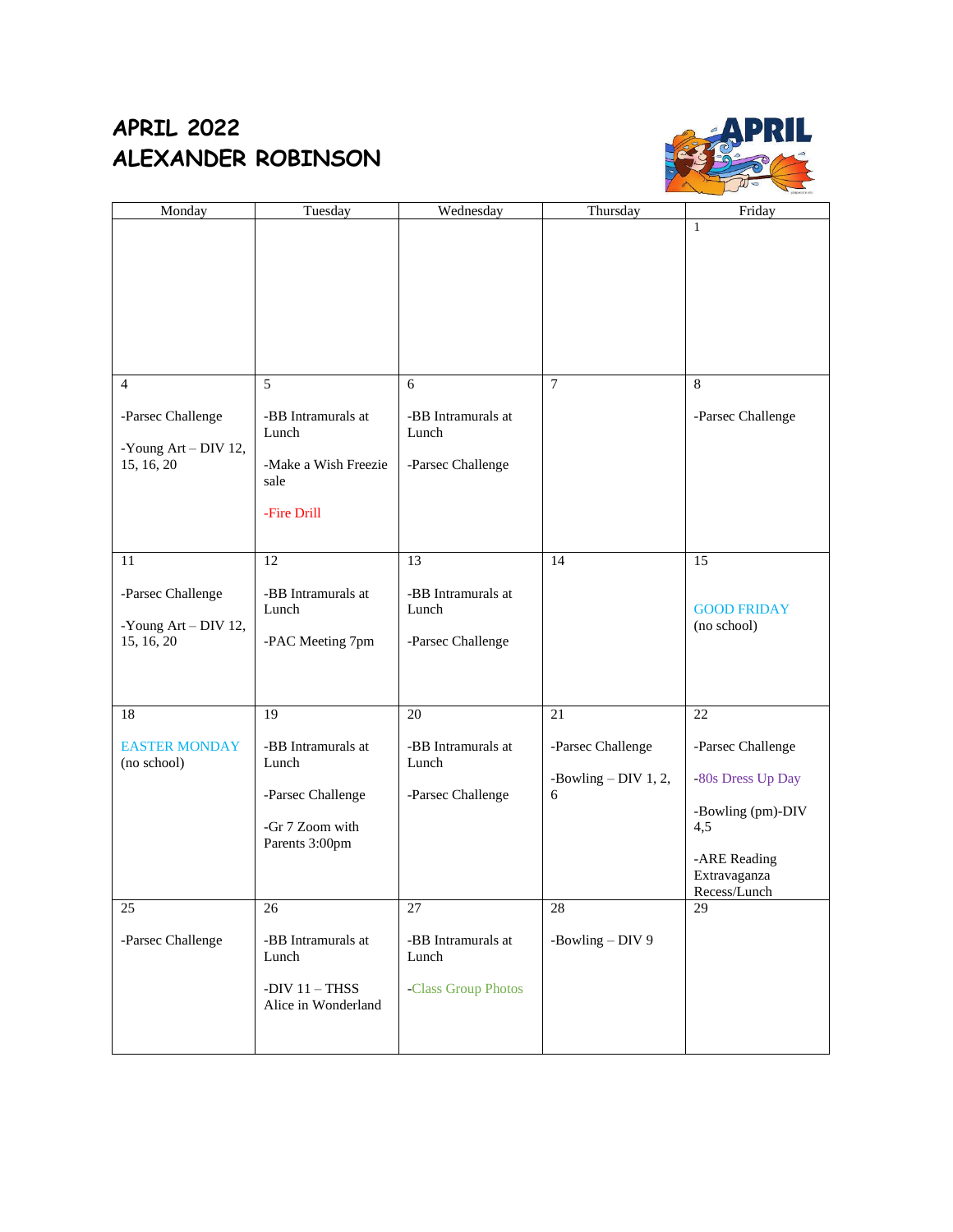# APRIL 2022
# ALEXANDER ROBINSON

| Monday | Tuesday | Wednesday | Thursday | Friday |
|---|---|---|---|---|
| | | | | 1 |
| 4<br><br>-Parsec Challenge<br><br>-Young Art – DIV 12, 15, 16, 20 | 5<br><br>-BB Intramurals at Lunch<br><br>-Make a Wish Freezie sale<br><br>-Fire Drill | 6<br><br>-BB Intramurals at Lunch<br><br>-Parsec Challenge | 7 | 8<br><br>-Parsec Challenge |
| 11<br><br>-Parsec Challenge<br><br>-Young Art – DIV 12, 15, 16, 20 | 12<br><br>-BB Intramurals at Lunch<br><br>-PAC Meeting 7pm | 13<br><br>-BB Intramurals at Lunch<br><br>-Parsec Challenge | 14 | 15<br><br>GOOD FRIDAY (no school) |
| 18<br><br>EASTER MONDAY (no school) | 19<br><br>-BB Intramurals at Lunch<br><br>-Parsec Challenge<br><br>-Gr 7 Zoom with Parents 3:00pm | 20<br><br>-BB Intramurals at Lunch<br><br>-Parsec Challenge | 21<br><br>-Parsec Challenge<br><br>-Bowling – DIV 1, 2, 6 | 22<br><br>-Parsec Challenge<br><br>-80s Dress Up Day<br><br>-Bowling (pm)-DIV 4,5<br><br>-ARE Reading Extravaganza Recess/Lunch |
| 25<br><br>-Parsec Challenge | 26<br><br>-BB Intramurals at Lunch<br><br>-DIV 11 – THSS Alice in Wonderland | 27<br><br>-BB Intramurals at Lunch<br><br>-Class Group Photos | 28<br><br>-Bowling – DIV 9 | 29 |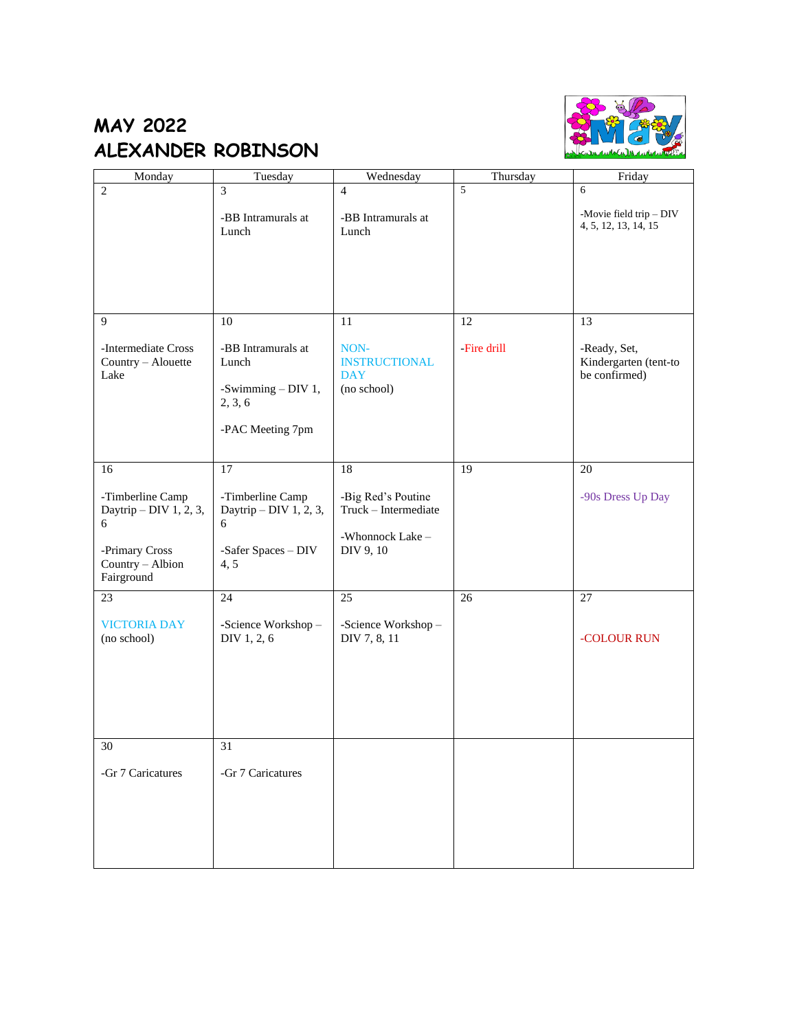# MAY 2022
# ALEXANDER ROBINSON

| Monday | Tuesday | Wednesday | Thursday | Friday |
|---|---|---|---|---|
| 2 | 3<br><br>-BB Intramurals at Lunch | 4<br><br>-BB Intramurals at Lunch | 5 | 6<br><br>-Movie field trip – DIV 4, 5, 12, 13, 14, 15 |
| 9<br><br>-Intermediate Cross Country – Alouette Lake | 10<br><br>-BB Intramurals at Lunch<br><br>-Swimming – DIV 1, 2, 3, 6<br><br>-PAC Meeting 7pm | 11<br><br>NON-INSTRUCTIONAL DAY<br>(no school) | 12<br><br>-Fire drill | 13<br><br>-Ready, Set, Kindergarten (tent-to be confirmed) |
| 16<br><br>-Timberline Camp Daytrip – DIV 1, 2, 3, 6<br><br>-Primary Cross Country – Albion Fairground | 17<br><br>-Timberline Camp Daytrip – DIV 1, 2, 3, 6<br><br>-Safer Spaces – DIV 4, 5 | 18<br><br>-Big Red's Poutine Truck – Intermediate<br><br>-Whonnock Lake – DIV 9, 10 | 19 | 20<br><br>-90s Dress Up Day |
| 23<br><br>VICTORIA DAY<br>(no school) | 24<br><br>-Science Workshop – DIV 1, 2, 6 | 25<br><br>-Science Workshop – DIV 7, 8, 11 | 26 | 27<br><br>-COLOUR RUN |
| 30<br><br>-Gr 7 Caricatures | 31<br><br>-Gr 7 Caricatures | | | |